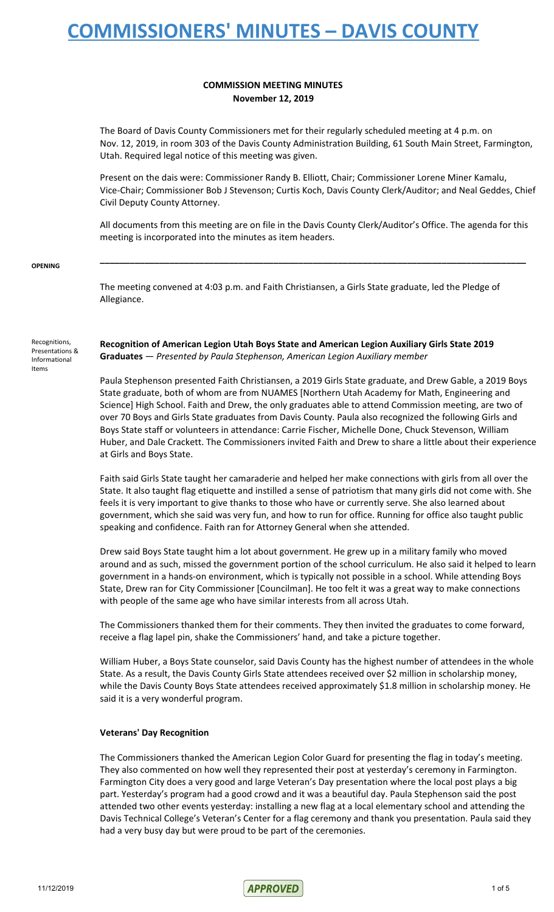# COMMISSION MEETING MINUTES
**November 12, 2019**

The Board of Davis County Commissioners met for their regularly scheduled meeting at 4 p.m. on Nov. 12, 2019, in room 303 of the Davis County Administration Building, 61 South Main Street, Farmington, Utah. Required legal notice of this meeting was given.

Present on the dais were: Commissioner Randy B. Elliott, Chair; Commissioner Lorene Miner Kamalu, Vice-Chair; Commissioner Bob J Stevenson; Curtis Koch, Davis County Clerk/Auditor; and Neal Geddes, Chief Civil Deputy County Attorney.

All documents from this meeting are on file in the Davis County Clerk/Auditor's Office. The agenda for this meeting is incorporated into the minutes as item headers.

---

**OPENING**

The meeting convened at 4:03 p.m. and Faith Christiansen, a Girls State graduate, led the Pledge of Allegiance.

**Recognitions, Presentations & Informational Items**

**Recognition of American Legion Utah Boys State and American Legion Auxiliary Girls State 2019 Graduates** — *Presented by Paula Stephenson, American Legion Auxiliary member*

Paula Stephenson presented Faith Christiansen, a 2019 Girls State graduate, and Drew Gable, a 2019 Boys State graduate, both of whom are from NUAMES [Northern Utah Academy for Math, Engineering and Science] High School. Faith and Drew, the only graduates able to attend Commission meeting, are two of over 70 Boys and Girls State graduates from Davis County. Paula also recognized the following Girls and Boys State staff or volunteers in attendance: Carrie Fischer, Michelle Done, Chuck Stevenson, William Huber, and Dale Crackett. The Commissioners invited Faith and Drew to share a little about their experience at Girls and Boys State.

Faith said Girls State taught her camaraderie and helped her make connections with girls from all over the State. It also taught flag etiquette and instilled a sense of patriotism that many girls did not come with. She feels it is very important to give thanks to those who have or currently serve. She also learned about government, which she said was very fun, and how to run for office. Running for office also taught public speaking and confidence. Faith ran for Attorney General when she attended.

Drew said Boys State taught him a lot about government. He grew up in a military family who moved around and as such, missed the government portion of the school curriculum. He also said it helped to learn government in a hands-on environment, which is typically not possible in a school. While attending Boys State, Drew ran for City Commissioner [Councilman]. He too felt it was a great way to make connections with people of the same age who have similar interests from all across Utah.

The Commissioners thanked them for their comments. They then invited the graduates to come forward, receive a flag lapel pin, shake the Commissioners' hand, and take a picture together.

William Huber, a Boys State counselor, said Davis County has the highest number of attendees in the whole State. As a result, the Davis County Girls State attendees received over $2 million in scholarship money, while the Davis County Boys State attendees received approximately $1.8 million in scholarship money. He said it is a very wonderful program.

**Veterans' Day Recognition**

The Commissioners thanked the American Legion Color Guard for presenting the flag in today's meeting. They also commented on how well they represented their post at yesterday's ceremony in Farmington. Farmington City does a very good and large Veteran's Day presentation where the local post plays a big part. Yesterday's program had a good crowd and it was a beautiful day. Paula Stephenson said the post attended two other events yesterday: installing a new flag at a local elementary school and attending the Davis Technical College's Veteran's Center for a flag ceremony and thank you presentation. Paula said they had a very busy day but were proud to be part of the ceremonies.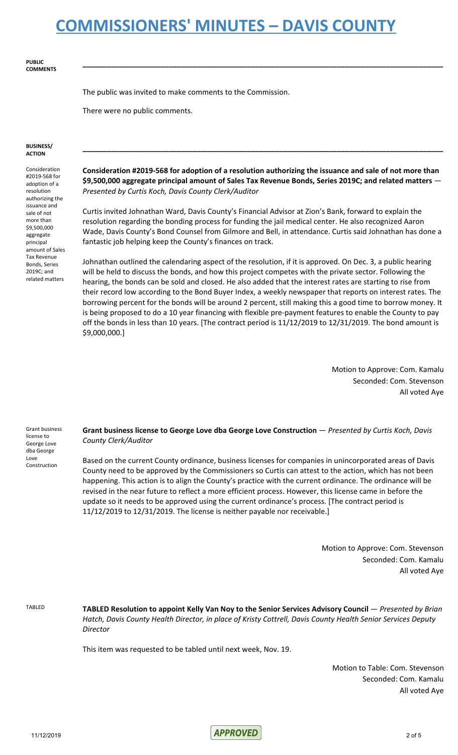**PUBLIC COMMENTS**

The public was invited to make comments to the Commission.

There were no public comments.

**BUSINESS/ ACTION**

Consideration #2019-568 for adoption of a resolution authorizing the issuance and sale of not more than $9,500,000 aggregate principal amount of Sales Tax Revenue Bonds, Series 2019C; and related matters

**Consideration #2019-568 for adoption of a resolution authorizing the issuance and sale of not more than $9,500,000 aggregate principal amount of Sales Tax Revenue Bonds, Series 2019C; and related matters** — *Presented by Curtis Koch, Davis County Clerk/Auditor*

Curtis invited Johnathan Ward, Davis County's Financial Advisor at Zion's Bank, forward to explain the resolution regarding the bonding process for funding the jail medical center. He also recognized Aaron Wade, Davis County's Bond Counsel from Gilmore and Bell, in attendance. Curtis said Johnathan has done a fantastic job helping keep the County's finances on track.

Johnathan outlined the calendaring aspect of the resolution, if it is approved. On Dec. 3, a public hearing will be held to discuss the bonds, and how this project competes with the private sector. Following the hearing, the bonds can be sold and closed. He also added that the interest rates are starting to rise from their record low according to the Bond Buyer Index, a weekly newspaper that reports on interest rates. The borrowing percent for the bonds will be around 2 percent, still making this a good time to borrow money. It is being proposed to do a 10 year financing with flexible pre-payment features to enable the County to pay off the bonds in less than 10 years. [The contract period is 11/12/2019 to 12/31/2019. The bond amount is $9,000,000.]

Motion to Approve: Com. Kamalu
Seconded: Com. Stevenson
All voted Aye

Grant business license to George Love dba George Love Construction

**Grant business license to George Love dba George Love Construction** — *Presented by Curtis Koch, Davis County Clerk/Auditor*

Based on the current County ordinance, business licenses for companies in unincorporated areas of Davis County need to be approved by the Commissioners so Curtis can attest to the action, which has not been happening. This action is to align the County's practice with the current ordinance. The ordinance will be revised in the near future to reflect a more efficient process. However, this license came in before the update so it needs to be approved using the current ordinance's process. [The contract period is 11/12/2019 to 12/31/2019. The license is neither payable nor receivable.]

Motion to Approve: Com. Stevenson
Seconded: Com. Kamalu
All voted Aye

TABLED

**TABLED Resolution to appoint Kelly Van Noy to the Senior Services Advisory Council** — *Presented by Brian Hatch, Davis County Health Director, in place of Kristy Cottrell, Davis County Health Senior Services Deputy Director*

This item was requested to be tabled until next week, Nov. 19.

Motion to Table: Com. Stevenson
Seconded: Com. Kamalu
All voted Aye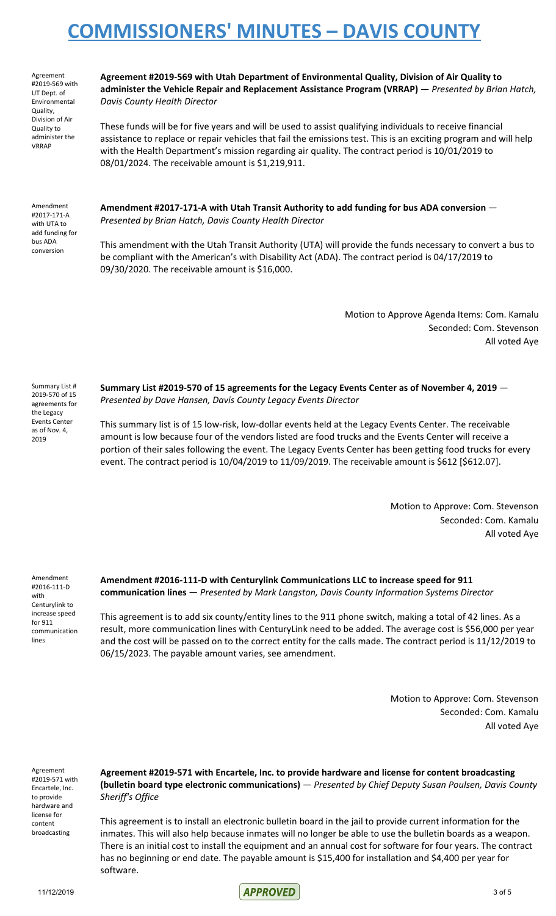# COMMISSIONERS' MINUTES – DAVIS COUNTY

Agreement #2019-569 with UT Dept. of Environmental Quality, Division of Air Quality to administer the VRRAP

**Agreement #2019-569 with Utah Department of Environmental Quality, Division of Air Quality to administer the Vehicle Repair and Replacement Assistance Program (VRRAP)** — *Presented by Brian Hatch, Davis County Health Director*

These funds will be for five years and will be used to assist qualifying individuals to receive financial assistance to replace or repair vehicles that fail the emissions test. This is an exciting program and will help with the Health Department's mission regarding air quality. The contract period is 10/01/2019 to 08/01/2024. The receivable amount is $1,219,911.

Amendment #2017-171-A with UTA to add funding for bus ADA conversion

**Amendment #2017-171-A with Utah Transit Authority to add funding for bus ADA conversion** — *Presented by Brian Hatch, Davis County Health Director*

This amendment with the Utah Transit Authority (UTA) will provide the funds necessary to convert a bus to be compliant with the American's with Disability Act (ADA). The contract period is 04/17/2019 to 09/30/2020. The receivable amount is $16,000.

Motion to Approve Agenda Items: Com. Kamalu
Seconded: Com. Stevenson
All voted Aye

Summary List # 2019-570 of 15 agreements for the Legacy Events Center as of Nov. 4, 2019

**Summary List #2019-570 of 15 agreements for the Legacy Events Center as of November 4, 2019** — *Presented by Dave Hansen, Davis County Legacy Events Director*

This summary list is of 15 low-risk, low-dollar events held at the Legacy Events Center. The receivable amount is low because four of the vendors listed are food trucks and the Events Center will receive a portion of their sales following the event. The Legacy Events Center has been getting food trucks for every event. The contract period is 10/04/2019 to 11/09/2019. The receivable amount is $612 [$612.07].

Motion to Approve: Com. Stevenson
Seconded: Com. Kamalu
All voted Aye

Amendment #2016-111-D with Centurylink to increase speed for 911 communication lines

**Amendment #2016-111-D with Centurylink Communications LLC to increase speed for 911 communication lines** — *Presented by Mark Langston, Davis County Information Systems Director*

This agreement is to add six county/entity lines to the 911 phone switch, making a total of 42 lines. As a result, more communication lines with CenturyLink need to be added. The average cost is $56,000 per year and the cost will be passed on to the correct entity for the calls made. The contract period is 11/12/2019 to 06/15/2023. The payable amount varies, see amendment.

Motion to Approve: Com. Stevenson
Seconded: Com. Kamalu
All voted Aye

Agreement #2019-571 with Encartele, Inc. to provide hardware and license for content broadcasting

**Agreement #2019-571 with Encartele, Inc. to provide hardware and license for content broadcasting (bulletin board type electronic communications)** — *Presented by Chief Deputy Susan Poulsen, Davis County Sheriff's Office*

This agreement is to install an electronic bulletin board in the jail to provide current information for the inmates. This will also help because inmates will no longer be able to use the bulletin boards as a weapon. There is an initial cost to install the equipment and an annual cost for software for four years. The contract has no beginning or end date. The payable amount is $15,400 for installation and $4,400 per year for software.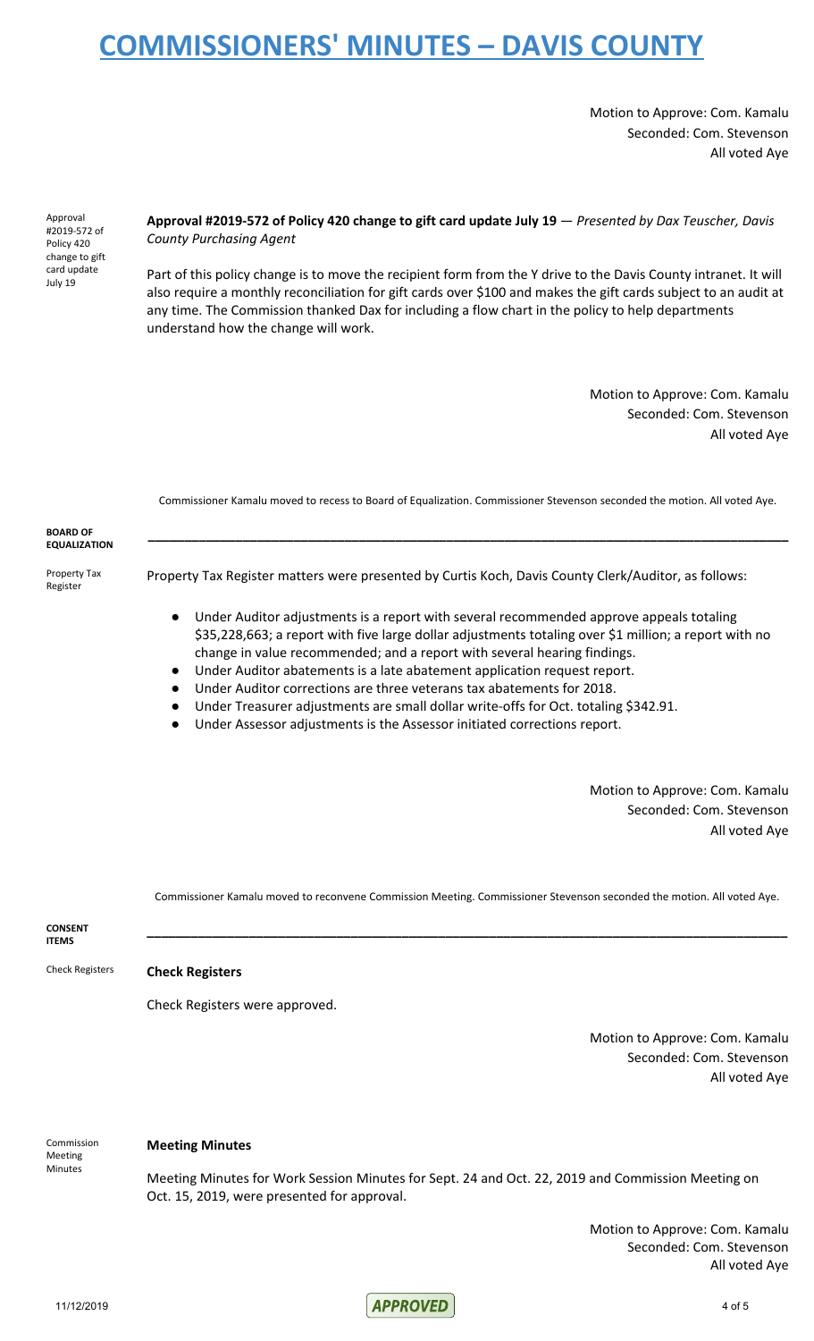Motion to Approve: Com. Kamalu
Seconded: Com. Stevenson
All voted Aye

**Approval #2019-572 of Policy 420 change to gift card update July 19** — *Presented by Dax Teuscher, Davis County Purchasing Agent*

Part of this policy change is to move the recipient form from the Y drive to the Davis County intranet. It will also require a monthly reconciliation for gift cards over $100 and makes the gift cards subject to an audit at any time. The Commission thanked Dax for including a flow chart in the policy to help departments understand how the change will work.

Motion to Approve: Com. Kamalu
Seconded: Com. Stevenson
All voted Aye

Commissioner Kamalu moved to recess to Board of Equalization. Commissioner Stevenson seconded the motion. All voted Aye.

## BOARD OF EQUALIZATION

Property Tax Register matters were presented by Curtis Koch, Davis County Clerk/Auditor, as follows:

- Under Auditor adjustments is a report with several recommended approve appeals totaling $35,228,663; a report with five large dollar adjustments totaling over $1 million; a report with no change in value recommended; and a report with several hearing findings.
- Under Auditor abatements is a late abatement application request report.
- Under Auditor corrections are three veterans tax abatements for 2018.
- Under Treasurer adjustments are small dollar write-offs for Oct. totaling $342.91.
- Under Assessor adjustments is the Assessor initiated corrections report.

Motion to Approve: Com. Kamalu
Seconded: Com. Stevenson
All voted Aye

Commissioner Kamalu moved to reconvene Commission Meeting. Commissioner Stevenson seconded the motion. All voted Aye.

## CONSENT ITEMS

**Check Registers**

Check Registers were approved.

Motion to Approve: Com. Kamalu
Seconded: Com. Stevenson
All voted Aye

**Meeting Minutes**

Meeting Minutes for Work Session Minutes for Sept. 24 and Oct. 22, 2019 and Commission Meeting on Oct. 15, 2019, were presented for approval.

Motion to Approve: Com. Kamalu
Seconded: Com. Stevenson
All voted Aye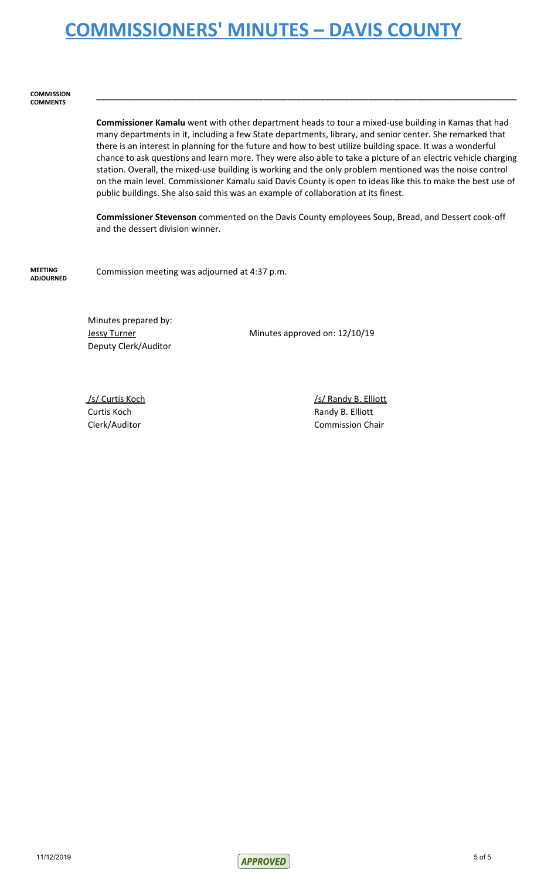**COMMISSION COMMENTS**

**Commissioner Kamalu** went with other department heads to tour a mixed-use building in Kamas that had many departments in it, including a few State departments, library, and senior center. She remarked that there is an interest in planning for the future and how to best utilize building space. It was a wonderful chance to ask questions and learn more. They were also able to take a picture of an electric vehicle charging station. Overall, the mixed-use building is working and the only problem mentioned was the noise control on the main level. Commissioner Kamalu said Davis County is open to ideas like this to make the best use of public buildings. She also said this was an example of collaboration at its finest.

**Commissioner Stevenson** commented on the Davis County employees Soup, Bread, and Dessert cook-off and the dessert division winner.

**MEETING ADJOURNED**

Commission meeting was adjourned at 4:37 p.m.

Minutes prepared by:
Jessy Turner
Deputy Clerk/Auditor

Minutes approved on: 12/10/19

/s/ Curtis Koch
Curtis Koch
Clerk/Auditor

/s/ Randy B. Elliott
Randy B. Elliott
Commission Chair